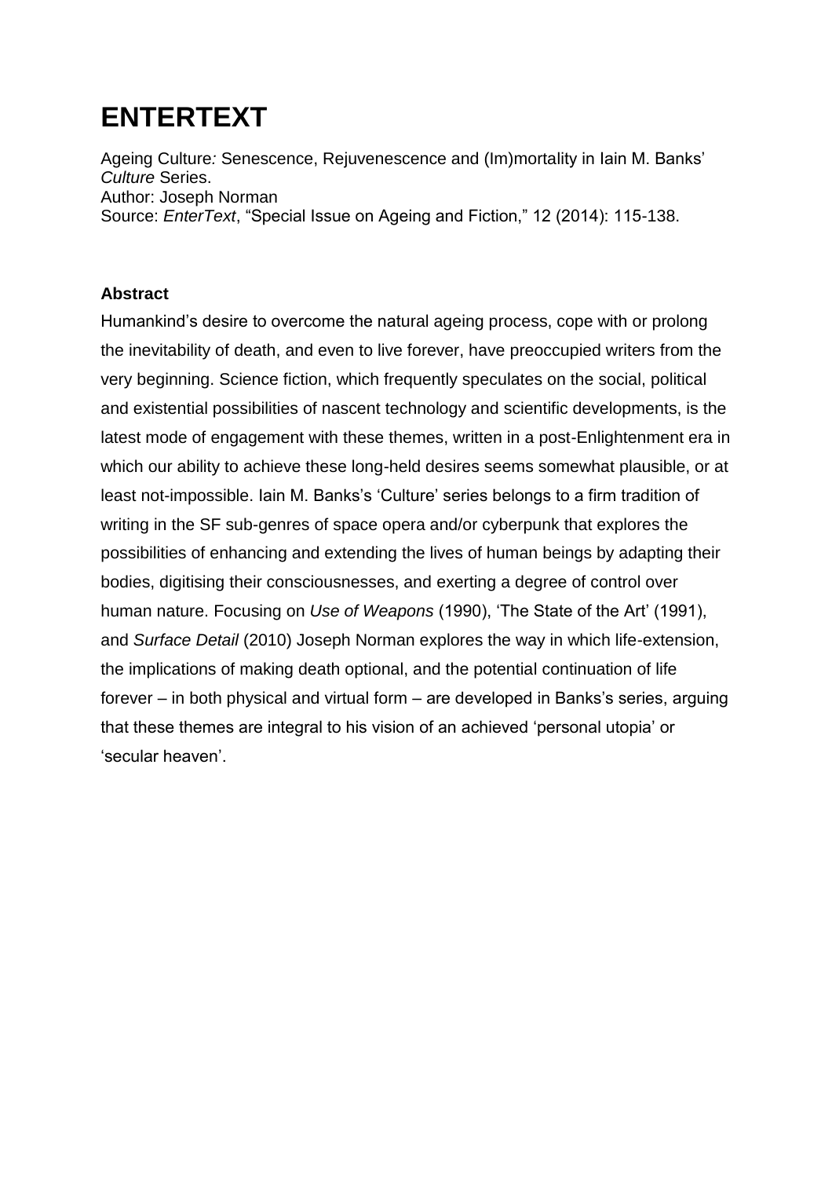# ENTERTEXT

Ageing Culture*:* Senescence, Rejuvenescence and (Im)mortality in Iain M. Banks' *Culture* Series.
Author: Joseph Norman
Source: *EnterText*, "Special Issue on Ageing and Fiction," 12 (2014): 115-138.

### Abstract

Humankind's desire to overcome the natural ageing process, cope with or prolong the inevitability of death, and even to live forever, have preoccupied writers from the very beginning. Science fiction, which frequently speculates on the social, political and existential possibilities of nascent technology and scientific developments, is the latest mode of engagement with these themes, written in a post-Enlightenment era in which our ability to achieve these long-held desires seems somewhat plausible, or at least not-impossible. Iain M. Banks's 'Culture' series belongs to a firm tradition of writing in the SF sub-genres of space opera and/or cyberpunk that explores the possibilities of enhancing and extending the lives of human beings by adapting their bodies, digitising their consciousnesses, and exerting a degree of control over human nature. Focusing on *Use of Weapons* (1990), 'The State of the Art' (1991), and *Surface Detail* (2010) Joseph Norman explores the way in which life-extension, the implications of making death optional, and the potential continuation of life forever – in both physical and virtual form – are developed in Banks's series, arguing that these themes are integral to his vision of an achieved 'personal utopia' or 'secular heaven'.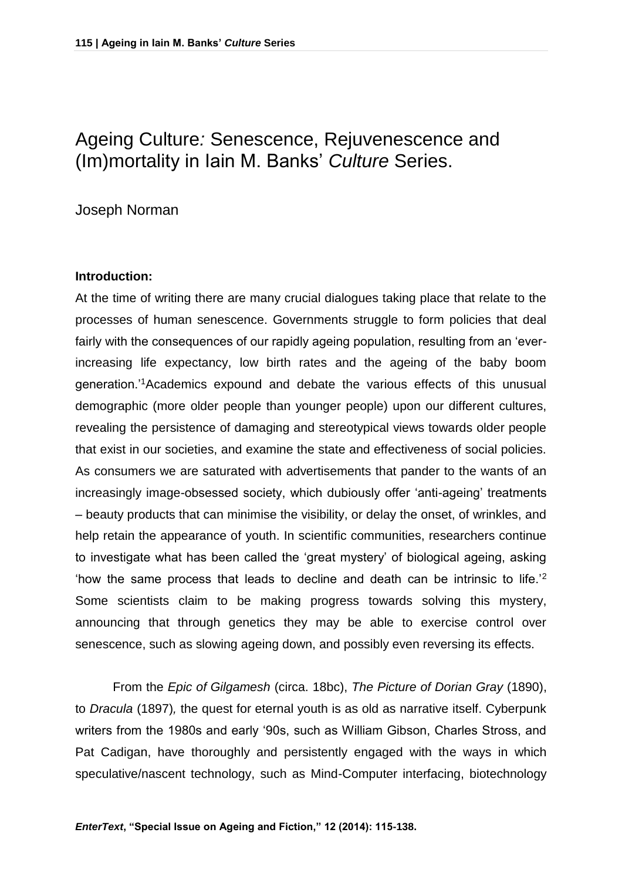# Ageing Culture*:* Senescence, Rejuvenescence and (Im)mortality in Iain M. Banks' *Culture* Series.

Joseph Norman

**Introduction:**

At the time of writing there are many crucial dialogues taking place that relate to the processes of human senescence. Governments struggle to form policies that deal fairly with the consequences of our rapidly ageing population, resulting from an 'ever-increasing life expectancy, low birth rates and the ageing of the baby boom generation.'[1] Academics expound and debate the various effects of this unusual demographic (more older people than younger people) upon our different cultures, revealing the persistence of damaging and stereotypical views towards older people that exist in our societies, and examine the state and effectiveness of social policies. As consumers we are saturated with advertisements that pander to the wants of an increasingly image-obsessed society, which dubiously offer 'anti-ageing' treatments – beauty products that can minimise the visibility, or delay the onset, of wrinkles, and help retain the appearance of youth. In scientific communities, researchers continue to investigate what has been called the 'great mystery' of biological ageing, asking 'how the same process that leads to decline and death can be intrinsic to life.'[2] Some scientists claim to be making progress towards solving this mystery, announcing that through genetics they may be able to exercise control over senescence, such as slowing ageing down, and possibly even reversing its effects.

From the *Epic of Gilgamesh* (circa. 18bc), *The Picture of Dorian Gray* (1890), to *Dracula* (1897)*,* the quest for eternal youth is as old as narrative itself. Cyberpunk writers from the 1980s and early '90s, such as William Gibson, Charles Stross, and Pat Cadigan, have thoroughly and persistently engaged with the ways in which speculative/nascent technology, such as Mind-Computer interfacing, biotechnology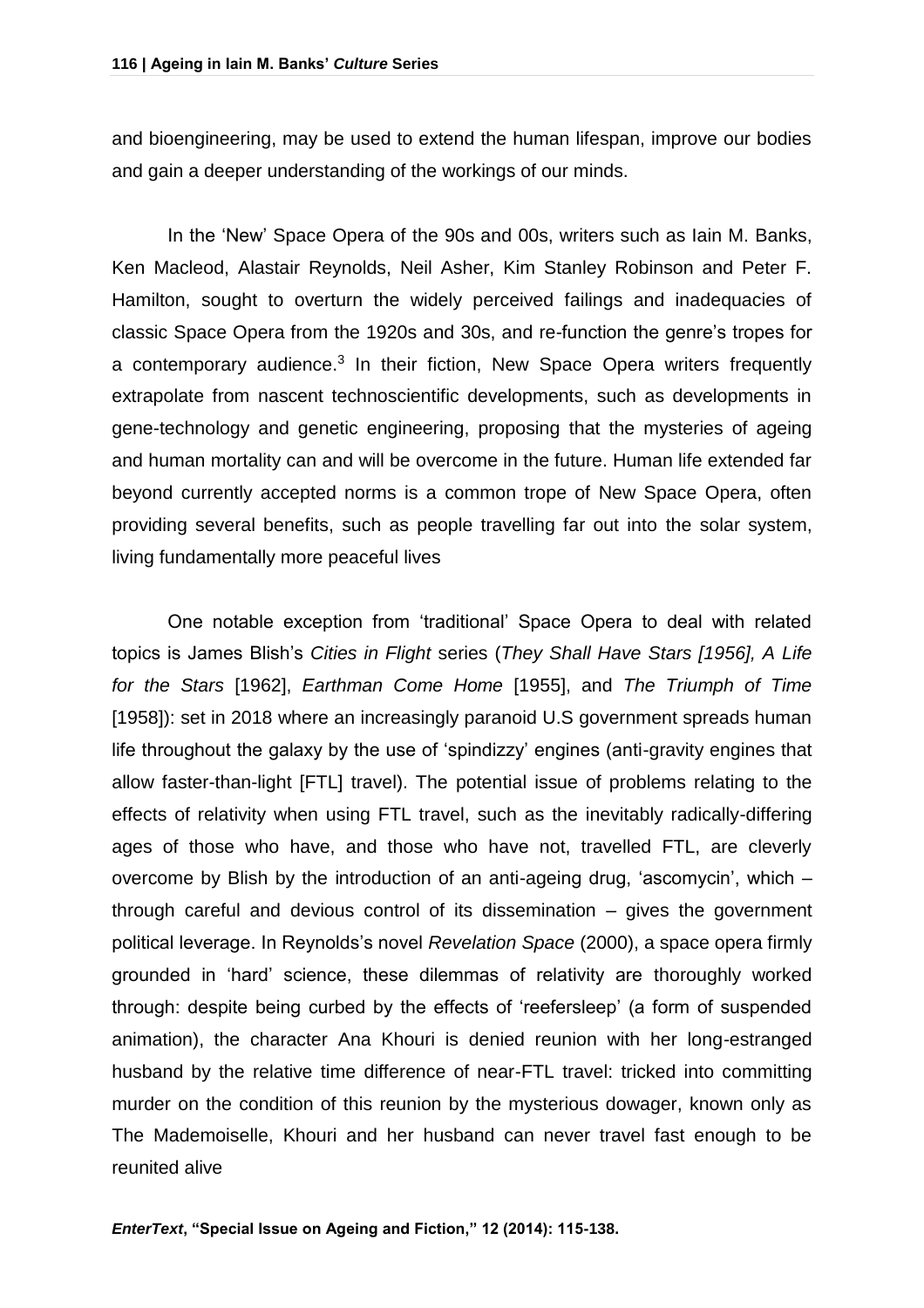and bioengineering, may be used to extend the human lifespan, improve our bodies and gain a deeper understanding of the workings of our minds.

In the 'New' Space Opera of the 90s and 00s, writers such as Iain M. Banks, Ken Macleod, Alastair Reynolds, Neil Asher, Kim Stanley Robinson and Peter F. Hamilton, sought to overturn the widely perceived failings and inadequacies of classic Space Opera from the 1920s and 30s, and re-function the genre's tropes for a contemporary audience.[3] In their fiction, New Space Opera writers frequently extrapolate from nascent technoscientific developments, such as developments in gene-technology and genetic engineering, proposing that the mysteries of ageing and human mortality can and will be overcome in the future. Human life extended far beyond currently accepted norms is a common trope of New Space Opera, often providing several benefits, such as people travelling far out into the solar system, living fundamentally more peaceful lives

One notable exception from 'traditional' Space Opera to deal with related topics is James Blish's *Cities in Flight* series (*They Shall Have Stars [1956], A Life for the Stars* [1962], *Earthman Come Home* [1955], and *The Triumph of Time* [1958]): set in 2018 where an increasingly paranoid U.S government spreads human life throughout the galaxy by the use of 'spindizzy' engines (anti-gravity engines that allow faster-than-light [FTL] travel). The potential issue of problems relating to the effects of relativity when using FTL travel, such as the inevitably radically-differing ages of those who have, and those who have not, travelled FTL, are cleverly overcome by Blish by the introduction of an anti-ageing drug, 'ascomycin', which – through careful and devious control of its dissemination – gives the government political leverage. In Reynolds's novel *Revelation Space* (2000), a space opera firmly grounded in 'hard' science, these dilemmas of relativity are thoroughly worked through: despite being curbed by the effects of 'reefersleep' (a form of suspended animation), the character Ana Khouri is denied reunion with her long-estranged husband by the relative time difference of near-FTL travel: tricked into committing murder on the condition of this reunion by the mysterious dowager, known only as The Mademoiselle, Khouri and her husband can never travel fast enough to be reunited alive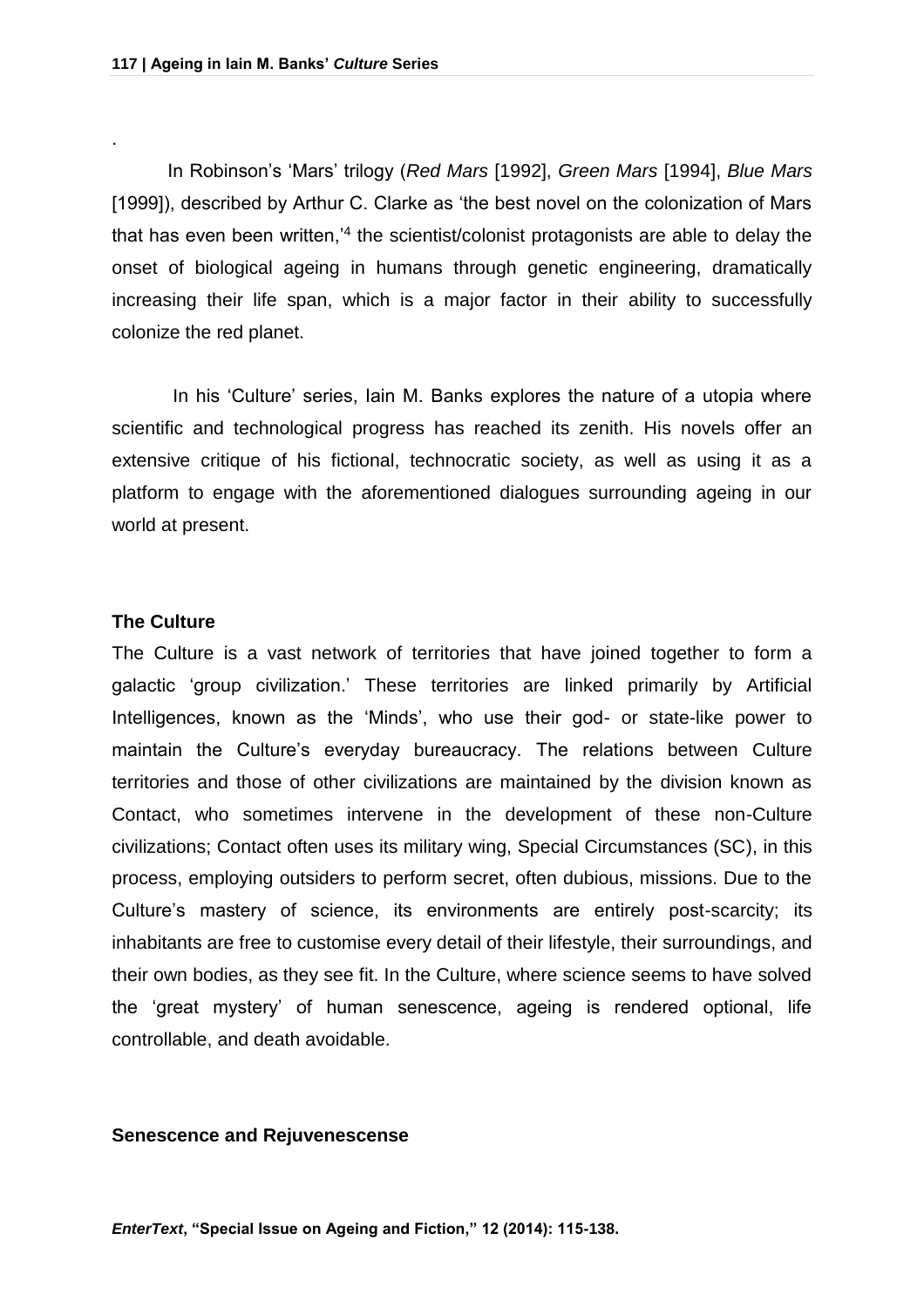.

In Robinson's 'Mars' trilogy (*Red Mars* [1992], *Green Mars* [1994], *Blue Mars* [1999]), described by Arthur C. Clarke as 'the best novel on the colonization of Mars that has even been written,'[4] the scientist/colonist protagonists are able to delay the onset of biological ageing in humans through genetic engineering, dramatically increasing their life span, which is a major factor in their ability to successfully colonize the red planet.

In his 'Culture' series, Iain M. Banks explores the nature of a utopia where scientific and technological progress has reached its zenith. His novels offer an extensive critique of his fictional, technocratic society, as well as using it as a platform to engage with the aforementioned dialogues surrounding ageing in our world at present.

## The Culture

The Culture is a vast network of territories that have joined together to form a galactic 'group civilization.' These territories are linked primarily by Artificial Intelligences, known as the 'Minds', who use their god- or state-like power to maintain the Culture's everyday bureaucracy. The relations between Culture territories and those of other civilizations are maintained by the division known as Contact, who sometimes intervene in the development of these non-Culture civilizations; Contact often uses its military wing, Special Circumstances (SC), in this process, employing outsiders to perform secret, often dubious, missions. Due to the Culture's mastery of science, its environments are entirely post-scarcity; its inhabitants are free to customise every detail of their lifestyle, their surroundings, and their own bodies, as they see fit. In the Culture, where science seems to have solved the 'great mystery' of human senescence, ageing is rendered optional, life controllable, and death avoidable.

## Senescence and Rejuvenescense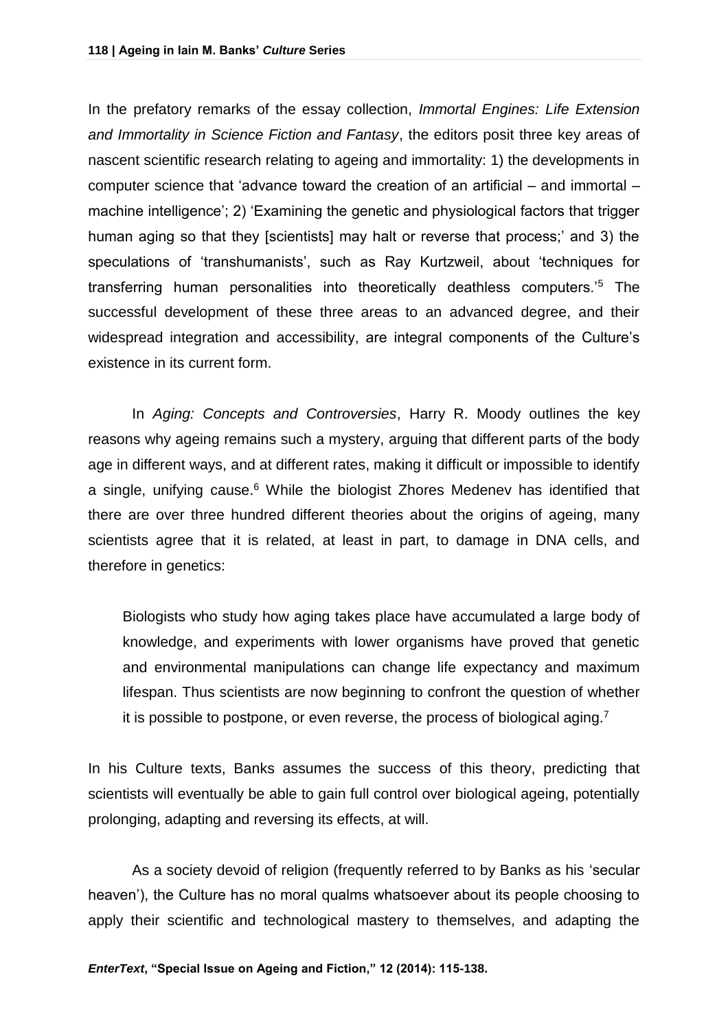In the prefatory remarks of the essay collection, *Immortal Engines: Life Extension and Immortality in Science Fiction and Fantasy*, the editors posit three key areas of nascent scientific research relating to ageing and immortality: 1) the developments in computer science that 'advance toward the creation of an artificial – and immortal – machine intelligence'; 2) 'Examining the genetic and physiological factors that trigger human aging so that they [scientists] may halt or reverse that process;' and 3) the speculations of 'transhumanists', such as Ray Kurtzweil, about 'techniques for transferring human personalities into theoretically deathless computers.'[5] The successful development of these three areas to an advanced degree, and their widespread integration and accessibility, are integral components of the Culture's existence in its current form.

In *Aging: Concepts and Controversies*, Harry R. Moody outlines the key reasons why ageing remains such a mystery, arguing that different parts of the body age in different ways, and at different rates, making it difficult or impossible to identify a single, unifying cause.[6] While the biologist Zhores Medenev has identified that there are over three hundred different theories about the origins of ageing, many scientists agree that it is related, at least in part, to damage in DNA cells, and therefore in genetics:

> Biologists who study how aging takes place have accumulated a large body of knowledge, and experiments with lower organisms have proved that genetic and environmental manipulations can change life expectancy and maximum lifespan. Thus scientists are now beginning to confront the question of whether it is possible to postpone, or even reverse, the process of biological aging.[7]

In his Culture texts, Banks assumes the success of this theory, predicting that scientists will eventually be able to gain full control over biological ageing, potentially prolonging, adapting and reversing its effects, at will.

As a society devoid of religion (frequently referred to by Banks as his 'secular heaven'), the Culture has no moral qualms whatsoever about its people choosing to apply their scientific and technological mastery to themselves, and adapting the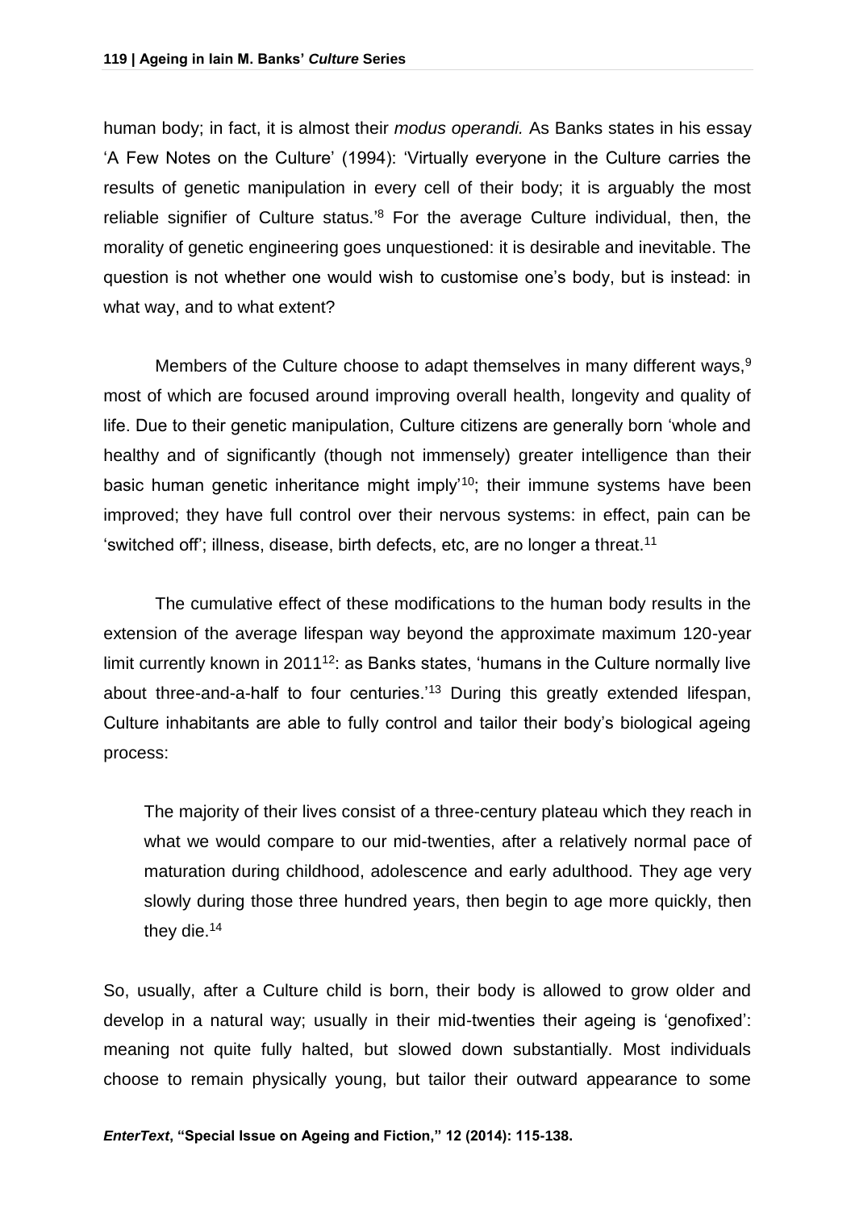human body; in fact, it is almost their *modus operandi.* As Banks states in his essay 'A Few Notes on the Culture' (1994): 'Virtually everyone in the Culture carries the results of genetic manipulation in every cell of their body; it is arguably the most reliable signifier of Culture status.'[8] For the average Culture individual, then, the morality of genetic engineering goes unquestioned: it is desirable and inevitable. The question is not whether one would wish to customise one's body, but is instead: in what way, and to what extent?

Members of the Culture choose to adapt themselves in many different ways,[9] most of which are focused around improving overall health, longevity and quality of life. Due to their genetic manipulation, Culture citizens are generally born 'whole and healthy and of significantly (though not immensely) greater intelligence than their basic human genetic inheritance might imply'[10]; their immune systems have been improved; they have full control over their nervous systems: in effect, pain can be 'switched off'; illness, disease, birth defects, etc, are no longer a threat.[11]

The cumulative effect of these modifications to the human body results in the extension of the average lifespan way beyond the approximate maximum 120-year limit currently known in 2011[12]: as Banks states, 'humans in the Culture normally live about three-and-a-half to four centuries.'[13] During this greatly extended lifespan, Culture inhabitants are able to fully control and tailor their body's biological ageing process:

> The majority of their lives consist of a three-century plateau which they reach in what we would compare to our mid-twenties, after a relatively normal pace of maturation during childhood, adolescence and early adulthood. They age very slowly during those three hundred years, then begin to age more quickly, then they die.[14]

So, usually, after a Culture child is born, their body is allowed to grow older and develop in a natural way; usually in their mid-twenties their ageing is 'genofixed': meaning not quite fully halted, but slowed down substantially. Most individuals choose to remain physically young, but tailor their outward appearance to some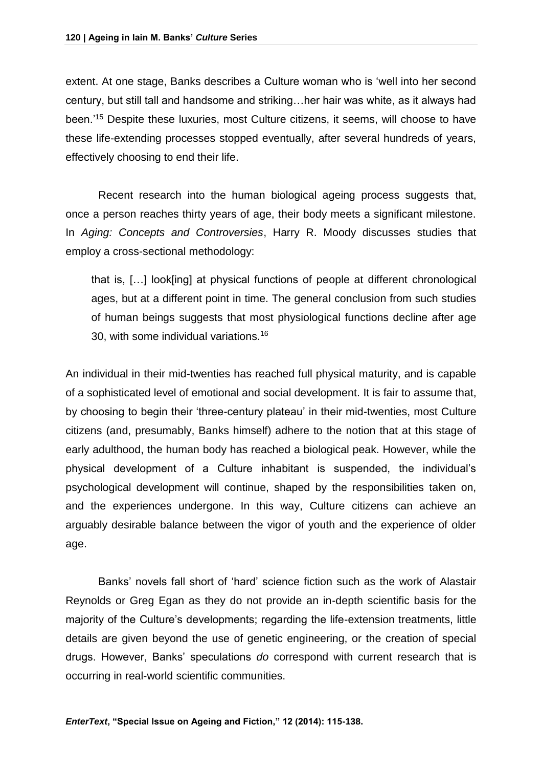extent. At one stage, Banks describes a Culture woman who is 'well into her second century, but still tall and handsome and striking…her hair was white, as it always had been.'[15] Despite these luxuries, most Culture citizens, it seems, will choose to have these life-extending processes stopped eventually, after several hundreds of years, effectively choosing to end their life.

Recent research into the human biological ageing process suggests that, once a person reaches thirty years of age, their body meets a significant milestone. In *Aging: Concepts and Controversies*, Harry R. Moody discusses studies that employ a cross-sectional methodology:

> that is, […] look[ing] at physical functions of people at different chronological ages, but at a different point in time. The general conclusion from such studies of human beings suggests that most physiological functions decline after age 30, with some individual variations.[16]

An individual in their mid-twenties has reached full physical maturity, and is capable of a sophisticated level of emotional and social development. It is fair to assume that, by choosing to begin their 'three-century plateau' in their mid-twenties, most Culture citizens (and, presumably, Banks himself) adhere to the notion that at this stage of early adulthood, the human body has reached a biological peak. However, while the physical development of a Culture inhabitant is suspended, the individual's psychological development will continue, shaped by the responsibilities taken on, and the experiences undergone. In this way, Culture citizens can achieve an arguably desirable balance between the vigor of youth and the experience of older age.

Banks' novels fall short of 'hard' science fiction such as the work of Alastair Reynolds or Greg Egan as they do not provide an in-depth scientific basis for the majority of the Culture's developments; regarding the life-extension treatments, little details are given beyond the use of genetic engineering, or the creation of special drugs. However, Banks' speculations *do* correspond with current research that is occurring in real-world scientific communities.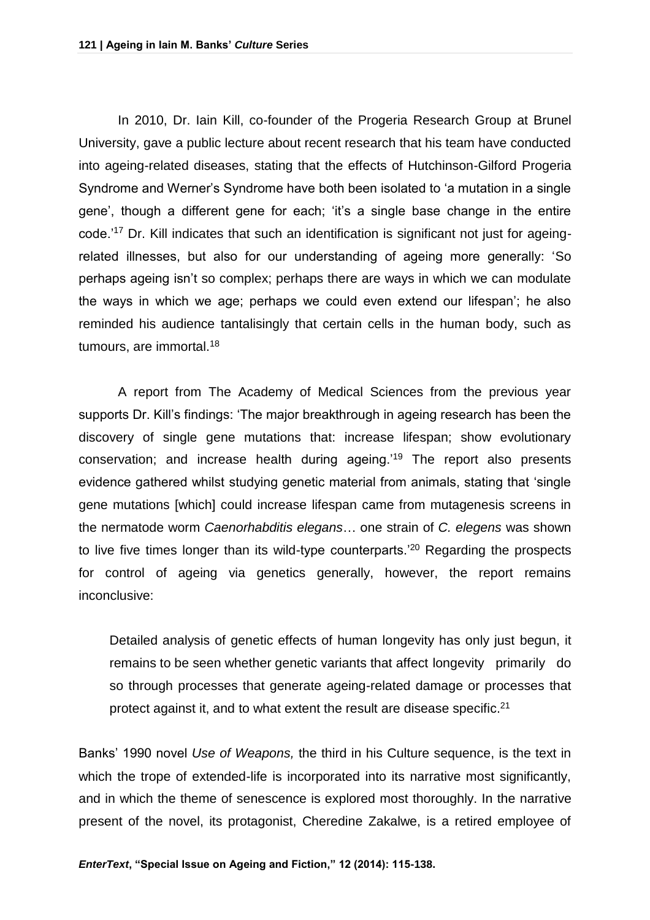In 2010, Dr. Iain Kill, co-founder of the Progeria Research Group at Brunel University, gave a public lecture about recent research that his team have conducted into ageing-related diseases, stating that the effects of Hutchinson-Gilford Progeria Syndrome and Werner's Syndrome have both been isolated to 'a mutation in a single gene', though a different gene for each; 'it's a single base change in the entire code.'[17] Dr. Kill indicates that such an identification is significant not just for ageing-related illnesses, but also for our understanding of ageing more generally: 'So perhaps ageing isn't so complex; perhaps there are ways in which we can modulate the ways in which we age; perhaps we could even extend our lifespan'; he also reminded his audience tantalisingly that certain cells in the human body, such as tumours, are immortal.[18]

A report from The Academy of Medical Sciences from the previous year supports Dr. Kill's findings: 'The major breakthrough in ageing research has been the discovery of single gene mutations that: increase lifespan; show evolutionary conservation; and increase health during ageing.'[19] The report also presents evidence gathered whilst studying genetic material from animals, stating that 'single gene mutations [which] could increase lifespan came from mutagenesis screens in the nermatode worm *Caenorhabditis elegans*… one strain of *C. elegens* was shown to live five times longer than its wild-type counterparts.'[20] Regarding the prospects for control of ageing via genetics generally, however, the report remains inconclusive:

> Detailed analysis of genetic effects of human longevity has only just begun, it remains to be seen whether genetic variants that affect longevity primarily do so through processes that generate ageing-related damage or processes that protect against it, and to what extent the result are disease specific.[21]

Banks' 1990 novel *Use of Weapons,* the third in his Culture sequence, is the text in which the trope of extended-life is incorporated into its narrative most significantly, and in which the theme of senescence is explored most thoroughly. In the narrative present of the novel, its protagonist, Cheredine Zakalwe, is a retired employee of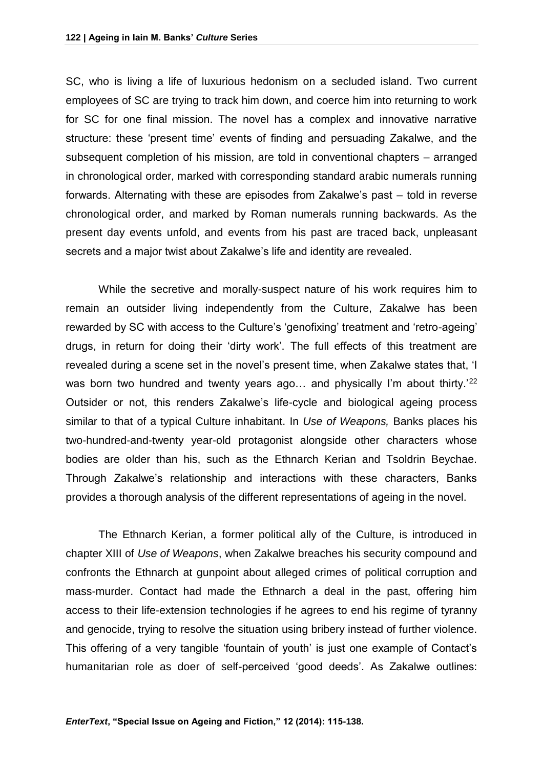SC, who is living a life of luxurious hedonism on a secluded island. Two current employees of SC are trying to track him down, and coerce him into returning to work for SC for one final mission. The novel has a complex and innovative narrative structure: these 'present time' events of finding and persuading Zakalwe, and the subsequent completion of his mission, are told in conventional chapters – arranged in chronological order, marked with corresponding standard arabic numerals running forwards. Alternating with these are episodes from Zakalwe's past – told in reverse chronological order, and marked by Roman numerals running backwards. As the present day events unfold, and events from his past are traced back, unpleasant secrets and a major twist about Zakalwe's life and identity are revealed.

While the secretive and morally-suspect nature of his work requires him to remain an outsider living independently from the Culture, Zakalwe has been rewarded by SC with access to the Culture's 'genofixing' treatment and 'retro-ageing' drugs, in return for doing their 'dirty work'. The full effects of this treatment are revealed during a scene set in the novel's present time, when Zakalwe states that, 'I was born two hundred and twenty years ago… and physically I'm about thirty.'[22] Outsider or not, this renders Zakalwe's life-cycle and biological ageing process similar to that of a typical Culture inhabitant. In *Use of Weapons,* Banks places his two-hundred-and-twenty year-old protagonist alongside other characters whose bodies are older than his, such as the Ethnarch Kerian and Tsoldrin Beychae. Through Zakalwe's relationship and interactions with these characters, Banks provides a thorough analysis of the different representations of ageing in the novel.

The Ethnarch Kerian, a former political ally of the Culture, is introduced in chapter XIII of *Use of Weapons*, when Zakalwe breaches his security compound and confronts the Ethnarch at gunpoint about alleged crimes of political corruption and mass-murder. Contact had made the Ethnarch a deal in the past, offering him access to their life-extension technologies if he agrees to end his regime of tyranny and genocide, trying to resolve the situation using bribery instead of further violence. This offering of a very tangible 'fountain of youth' is just one example of Contact's humanitarian role as doer of self-perceived 'good deeds'. As Zakalwe outlines: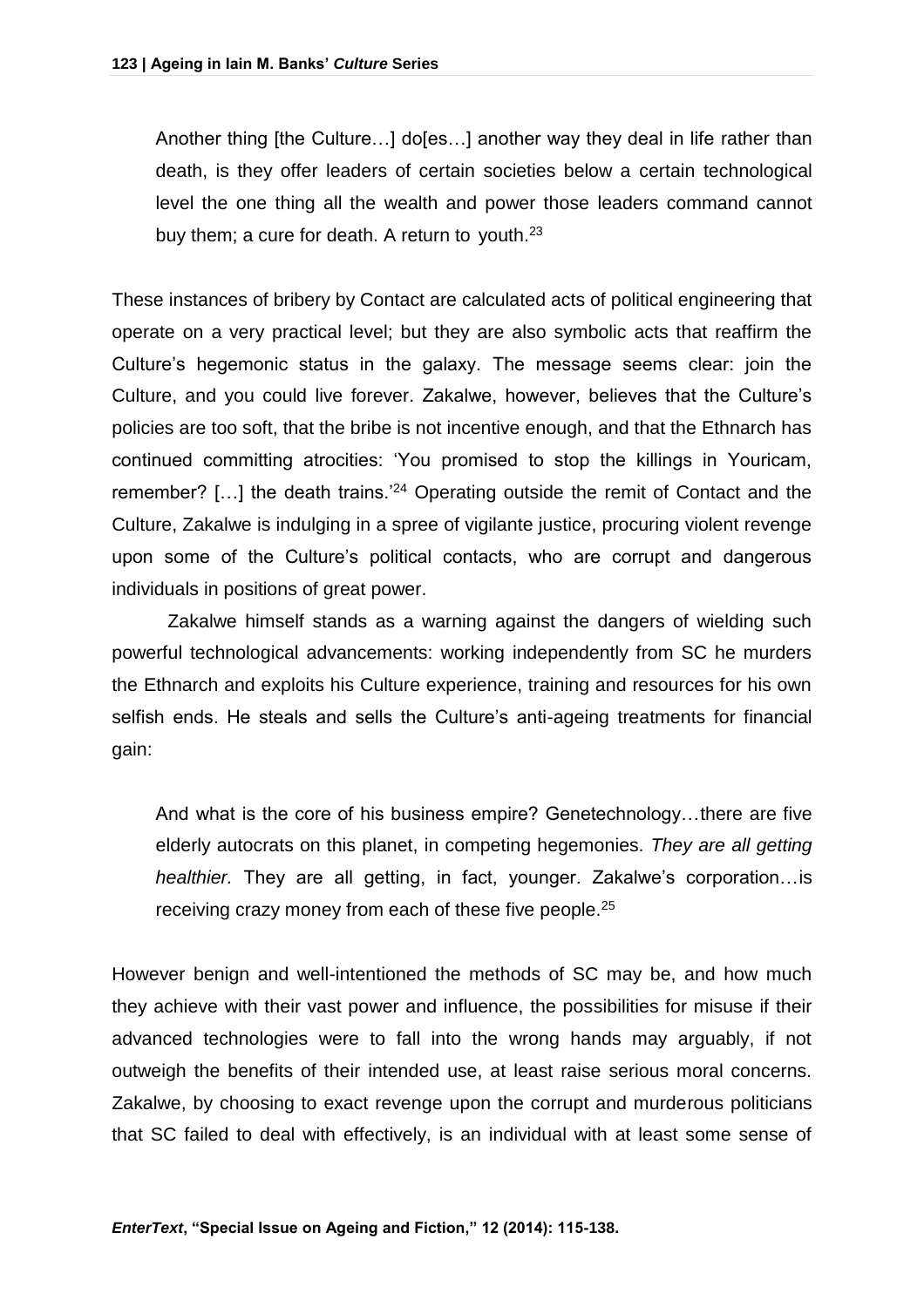> Another thing [the Culture…] do[es…] another way they deal in life rather than death, is they offer leaders of certain societies below a certain technological level the one thing all the wealth and power those leaders command cannot buy them; a cure for death. A return to youth.[23]

These instances of bribery by Contact are calculated acts of political engineering that operate on a very practical level; but they are also symbolic acts that reaffirm the Culture's hegemonic status in the galaxy. The message seems clear: join the Culture, and you could live forever. Zakalwe, however, believes that the Culture's policies are too soft, that the bribe is not incentive enough, and that the Ethnarch has continued committing atrocities: 'You promised to stop the killings in Youricam, remember? […] the death trains.'[24] Operating outside the remit of Contact and the Culture, Zakalwe is indulging in a spree of vigilante justice, procuring violent revenge upon some of the Culture's political contacts, who are corrupt and dangerous individuals in positions of great power.

Zakalwe himself stands as a warning against the dangers of wielding such powerful technological advancements: working independently from SC he murders the Ethnarch and exploits his Culture experience, training and resources for his own selfish ends. He steals and sells the Culture's anti-ageing treatments for financial gain:

> And what is the core of his business empire? Genetechnology…there are five elderly autocrats on this planet, in competing hegemonies. *They are all getting healthier.* They are all getting, in fact, younger. Zakalwe's corporation…is receiving crazy money from each of these five people.[25]

However benign and well-intentioned the methods of SC may be, and how much they achieve with their vast power and influence, the possibilities for misuse if their advanced technologies were to fall into the wrong hands may arguably, if not outweigh the benefits of their intended use, at least raise serious moral concerns. Zakalwe, by choosing to exact revenge upon the corrupt and murderous politicians that SC failed to deal with effectively, is an individual with at least some sense of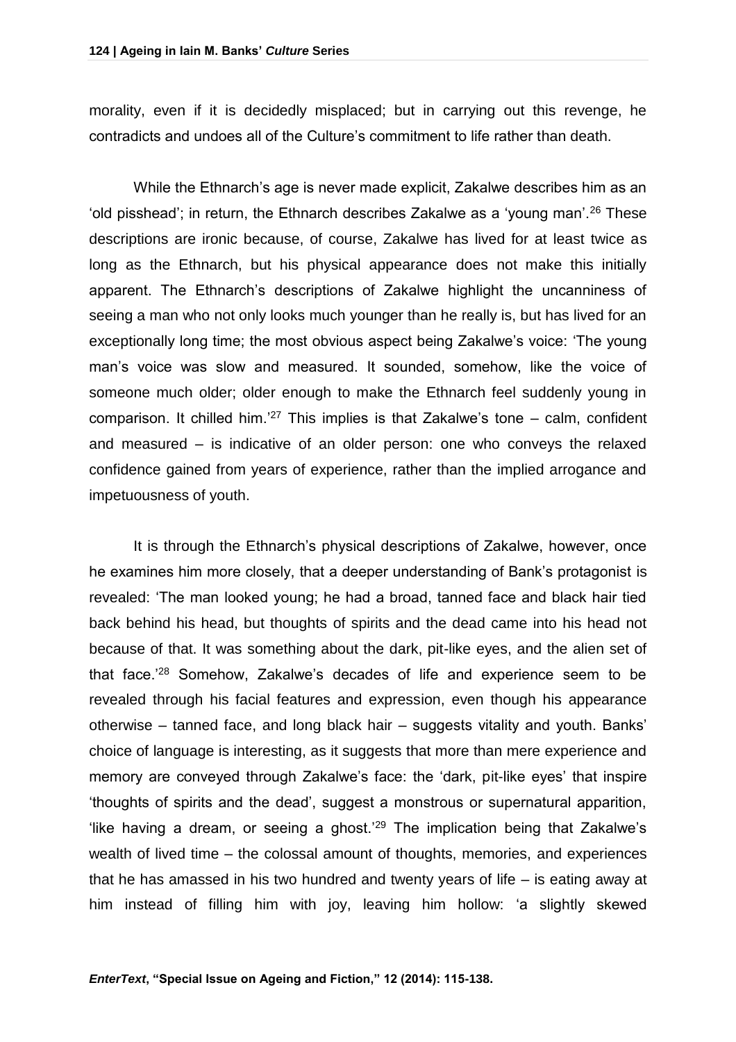morality, even if it is decidedly misplaced; but in carrying out this revenge, he contradicts and undoes all of the Culture's commitment to life rather than death.

While the Ethnarch's age is never made explicit, Zakalwe describes him as an 'old pisshead'; in return, the Ethnarch describes Zakalwe as a 'young man'.[26] These descriptions are ironic because, of course, Zakalwe has lived for at least twice as long as the Ethnarch, but his physical appearance does not make this initially apparent. The Ethnarch's descriptions of Zakalwe highlight the uncanniness of seeing a man who not only looks much younger than he really is, but has lived for an exceptionally long time; the most obvious aspect being Zakalwe's voice: 'The young man's voice was slow and measured. It sounded, somehow, like the voice of someone much older; older enough to make the Ethnarch feel suddenly young in comparison. It chilled him.'[27] This implies is that Zakalwe's tone – calm, confident and measured – is indicative of an older person: one who conveys the relaxed confidence gained from years of experience, rather than the implied arrogance and impetuousness of youth.

It is through the Ethnarch's physical descriptions of Zakalwe, however, once he examines him more closely, that a deeper understanding of Bank's protagonist is revealed: 'The man looked young; he had a broad, tanned face and black hair tied back behind his head, but thoughts of spirits and the dead came into his head not because of that. It was something about the dark, pit-like eyes, and the alien set of that face.'[28] Somehow, Zakalwe's decades of life and experience seem to be revealed through his facial features and expression, even though his appearance otherwise – tanned face, and long black hair – suggests vitality and youth. Banks' choice of language is interesting, as it suggests that more than mere experience and memory are conveyed through Zakalwe's face: the 'dark, pit-like eyes' that inspire 'thoughts of spirits and the dead', suggest a monstrous or supernatural apparition, 'like having a dream, or seeing a ghost.'[29] The implication being that Zakalwe's wealth of lived time – the colossal amount of thoughts, memories, and experiences that he has amassed in his two hundred and twenty years of life – is eating away at him instead of filling him with joy, leaving him hollow: 'a slightly skewed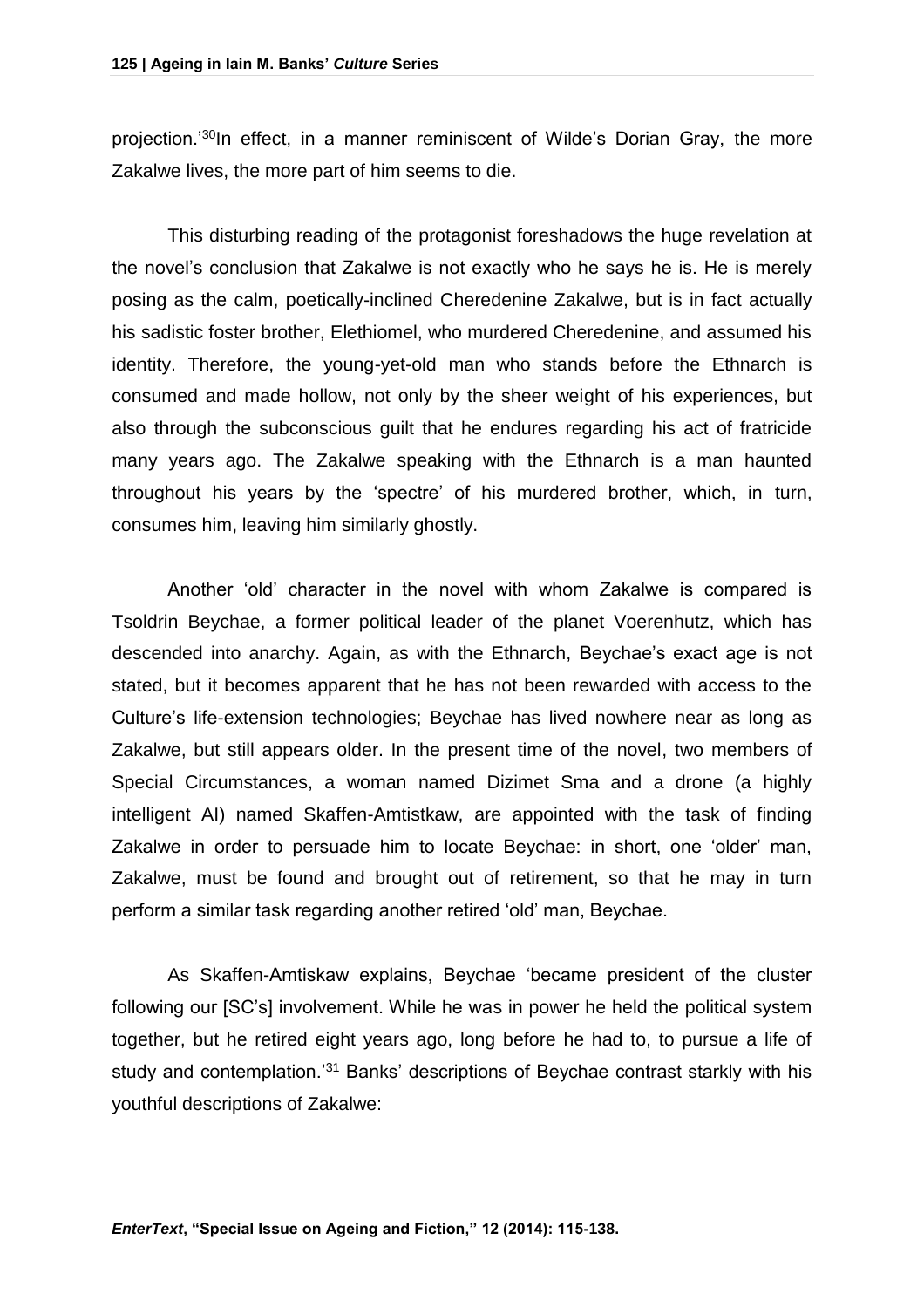projection.'[30]In effect, in a manner reminiscent of Wilde's Dorian Gray, the more Zakalwe lives, the more part of him seems to die.

This disturbing reading of the protagonist foreshadows the huge revelation at the novel's conclusion that Zakalwe is not exactly who he says he is. He is merely posing as the calm, poetically-inclined Cheredenine Zakalwe, but is in fact actually his sadistic foster brother, Elethiomel, who murdered Cheredenine, and assumed his identity. Therefore, the young-yet-old man who stands before the Ethnarch is consumed and made hollow, not only by the sheer weight of his experiences, but also through the subconscious guilt that he endures regarding his act of fratricide many years ago. The Zakalwe speaking with the Ethnarch is a man haunted throughout his years by the 'spectre' of his murdered brother, which, in turn, consumes him, leaving him similarly ghostly.

Another 'old' character in the novel with whom Zakalwe is compared is Tsoldrin Beychae, a former political leader of the planet Voerenhutz, which has descended into anarchy. Again, as with the Ethnarch, Beychae's exact age is not stated, but it becomes apparent that he has not been rewarded with access to the Culture's life-extension technologies; Beychae has lived nowhere near as long as Zakalwe, but still appears older. In the present time of the novel, two members of Special Circumstances, a woman named Dizimet Sma and a drone (a highly intelligent AI) named Skaffen-Amtistkaw, are appointed with the task of finding Zakalwe in order to persuade him to locate Beychae: in short, one 'older' man, Zakalwe, must be found and brought out of retirement, so that he may in turn perform a similar task regarding another retired 'old' man, Beychae.

As Skaffen-Amtiskaw explains, Beychae 'became president of the cluster following our [SC's] involvement. While he was in power he held the political system together, but he retired eight years ago, long before he had to, to pursue a life of study and contemplation.'[31] Banks' descriptions of Beychae contrast starkly with his youthful descriptions of Zakalwe: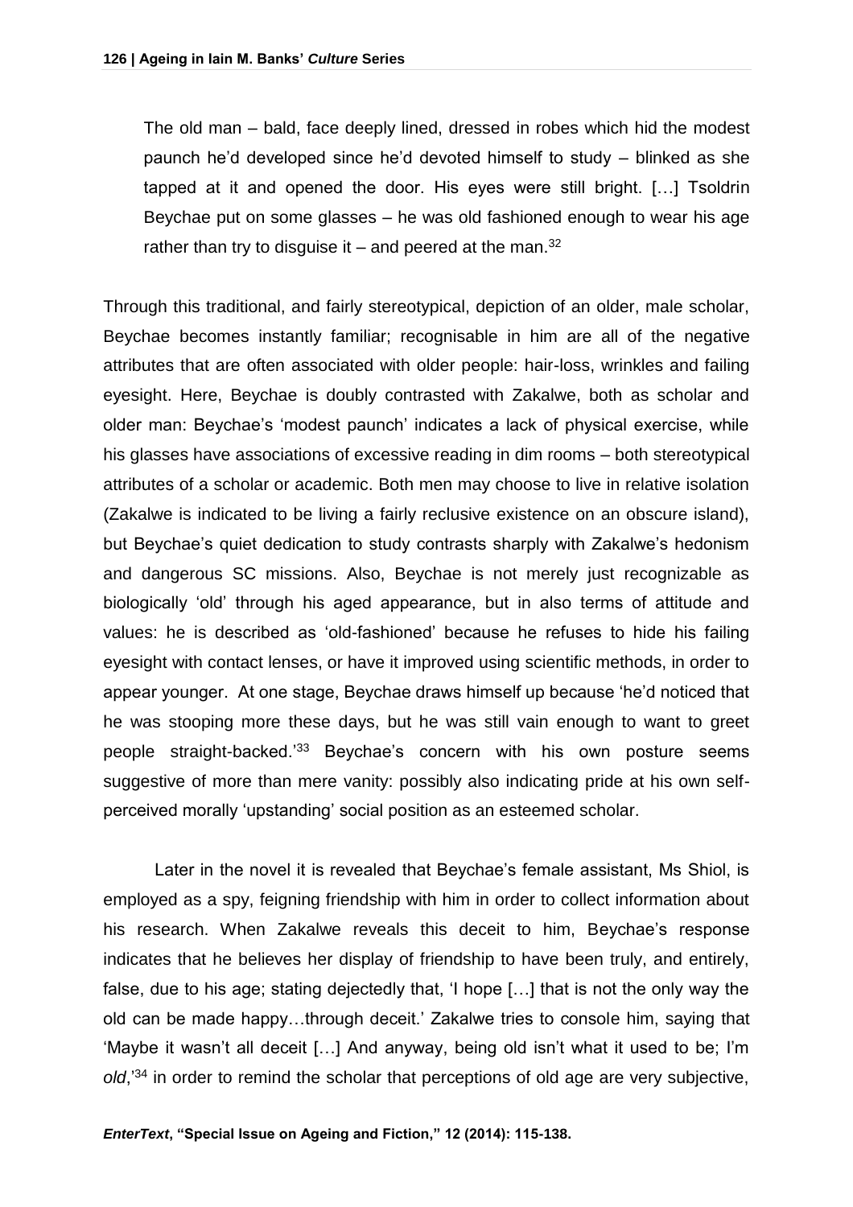> The old man – bald, face deeply lined, dressed in robes which hid the modest paunch he'd developed since he'd devoted himself to study – blinked as she tapped at it and opened the door. His eyes were still bright. […] Tsoldrin Beychae put on some glasses – he was old fashioned enough to wear his age rather than try to disguise it – and peered at the man.[32]

Through this traditional, and fairly stereotypical, depiction of an older, male scholar, Beychae becomes instantly familiar; recognisable in him are all of the negative attributes that are often associated with older people: hair-loss, wrinkles and failing eyesight. Here, Beychae is doubly contrasted with Zakalwe, both as scholar and older man: Beychae's 'modest paunch' indicates a lack of physical exercise, while his glasses have associations of excessive reading in dim rooms – both stereotypical attributes of a scholar or academic. Both men may choose to live in relative isolation (Zakalwe is indicated to be living a fairly reclusive existence on an obscure island), but Beychae's quiet dedication to study contrasts sharply with Zakalwe's hedonism and dangerous SC missions. Also, Beychae is not merely just recognizable as biologically 'old' through his aged appearance, but in also terms of attitude and values: he is described as 'old-fashioned' because he refuses to hide his failing eyesight with contact lenses, or have it improved using scientific methods, in order to appear younger. At one stage, Beychae draws himself up because 'he'd noticed that he was stooping more these days, but he was still vain enough to want to greet people straight-backed.'[33] Beychae's concern with his own posture seems suggestive of more than mere vanity: possibly also indicating pride at his own self-perceived morally 'upstanding' social position as an esteemed scholar.

Later in the novel it is revealed that Beychae's female assistant, Ms Shiol, is employed as a spy, feigning friendship with him in order to collect information about his research. When Zakalwe reveals this deceit to him, Beychae's response indicates that he believes her display of friendship to have been truly, and entirely, false, due to his age; stating dejectedly that, 'I hope […] that is not the only way the old can be made happy…through deceit.' Zakalwe tries to console him, saying that 'Maybe it wasn't all deceit […] And anyway, being old isn't what it used to be; I'm *old*,'[34] in order to remind the scholar that perceptions of old age are very subjective,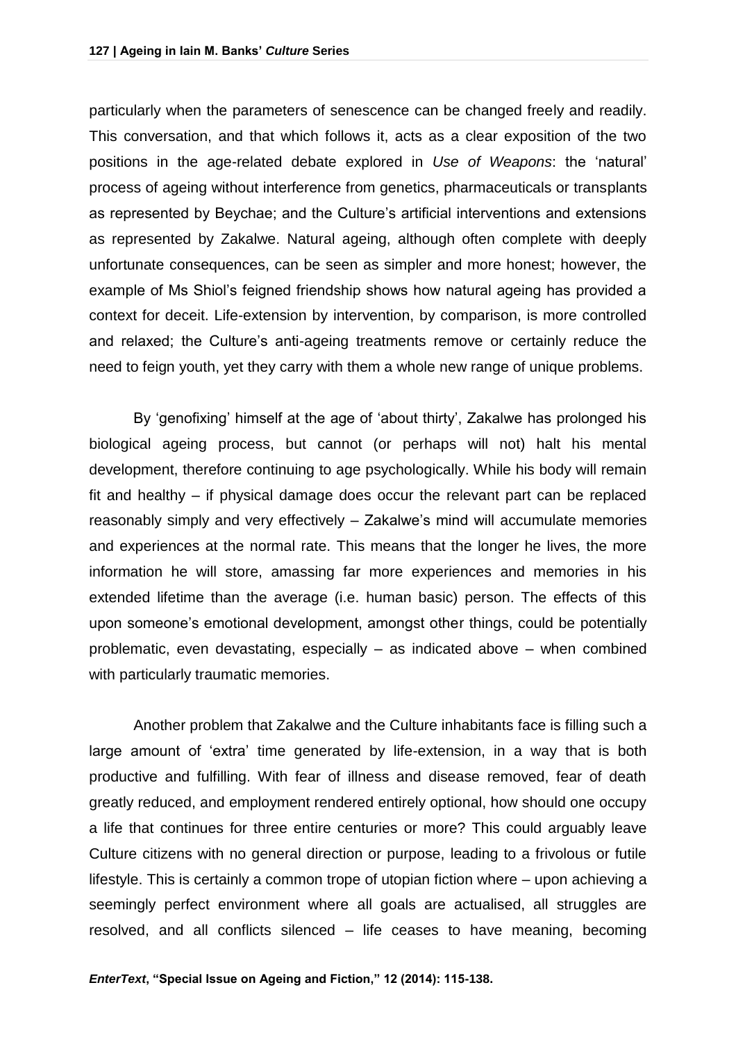particularly when the parameters of senescence can be changed freely and readily. This conversation, and that which follows it, acts as a clear exposition of the two positions in the age-related debate explored in *Use of Weapons*: the 'natural' process of ageing without interference from genetics, pharmaceuticals or transplants as represented by Beychae; and the Culture's artificial interventions and extensions as represented by Zakalwe. Natural ageing, although often complete with deeply unfortunate consequences, can be seen as simpler and more honest; however, the example of Ms Shiol's feigned friendship shows how natural ageing has provided a context for deceit. Life-extension by intervention, by comparison, is more controlled and relaxed; the Culture's anti-ageing treatments remove or certainly reduce the need to feign youth, yet they carry with them a whole new range of unique problems.

By 'genofixing' himself at the age of 'about thirty', Zakalwe has prolonged his biological ageing process, but cannot (or perhaps will not) halt his mental development, therefore continuing to age psychologically. While his body will remain fit and healthy – if physical damage does occur the relevant part can be replaced reasonably simply and very effectively – Zakalwe's mind will accumulate memories and experiences at the normal rate. This means that the longer he lives, the more information he will store, amassing far more experiences and memories in his extended lifetime than the average (i.e. human basic) person. The effects of this upon someone's emotional development, amongst other things, could be potentially problematic, even devastating, especially – as indicated above – when combined with particularly traumatic memories.

Another problem that Zakalwe and the Culture inhabitants face is filling such a large amount of 'extra' time generated by life-extension, in a way that is both productive and fulfilling. With fear of illness and disease removed, fear of death greatly reduced, and employment rendered entirely optional, how should one occupy a life that continues for three entire centuries or more? This could arguably leave Culture citizens with no general direction or purpose, leading to a frivolous or futile lifestyle. This is certainly a common trope of utopian fiction where – upon achieving a seemingly perfect environment where all goals are actualised, all struggles are resolved, and all conflicts silenced – life ceases to have meaning, becoming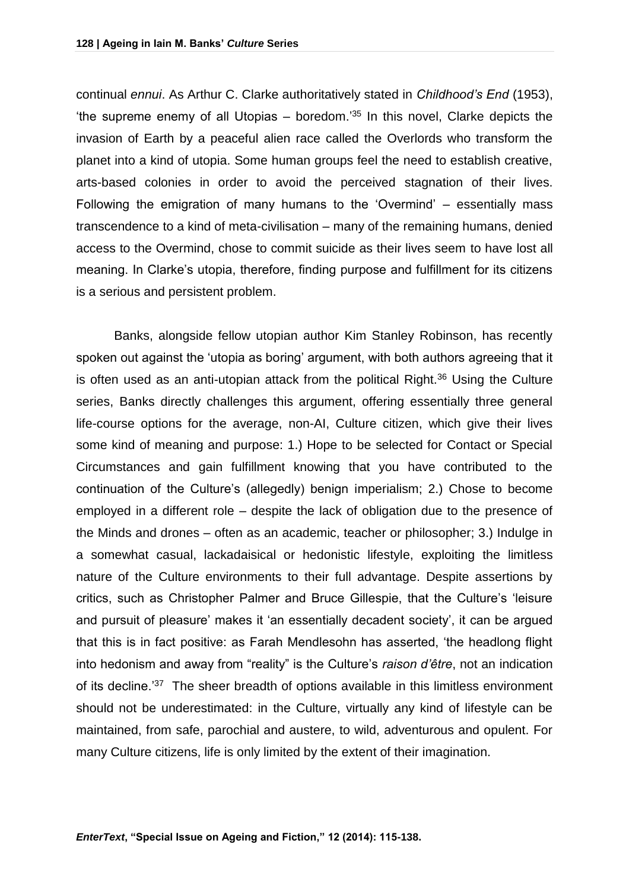continual *ennui*. As Arthur C. Clarke authoritatively stated in *Childhood's End* (1953), 'the supreme enemy of all Utopias – boredom.'[35] In this novel, Clarke depicts the invasion of Earth by a peaceful alien race called the Overlords who transform the planet into a kind of utopia. Some human groups feel the need to establish creative, arts-based colonies in order to avoid the perceived stagnation of their lives. Following the emigration of many humans to the 'Overmind' – essentially mass transcendence to a kind of meta-civilisation – many of the remaining humans, denied access to the Overmind, chose to commit suicide as their lives seem to have lost all meaning. In Clarke's utopia, therefore, finding purpose and fulfillment for its citizens is a serious and persistent problem.

Banks, alongside fellow utopian author Kim Stanley Robinson, has recently spoken out against the 'utopia as boring' argument, with both authors agreeing that it is often used as an anti-utopian attack from the political Right.[36] Using the Culture series, Banks directly challenges this argument, offering essentially three general life-course options for the average, non-AI, Culture citizen, which give their lives some kind of meaning and purpose: 1.) Hope to be selected for Contact or Special Circumstances and gain fulfillment knowing that you have contributed to the continuation of the Culture's (allegedly) benign imperialism; 2.) Chose to become employed in a different role – despite the lack of obligation due to the presence of the Minds and drones – often as an academic, teacher or philosopher; 3.) Indulge in a somewhat casual, lackadaisical or hedonistic lifestyle, exploiting the limitless nature of the Culture environments to their full advantage. Despite assertions by critics, such as Christopher Palmer and Bruce Gillespie, that the Culture's 'leisure and pursuit of pleasure' makes it 'an essentially decadent society', it can be argued that this is in fact positive: as Farah Mendlesohn has asserted, 'the headlong flight into hedonism and away from "reality" is the Culture's *raison d'être*, not an indication of its decline.'[37] The sheer breadth of options available in this limitless environment should not be underestimated: in the Culture, virtually any kind of lifestyle can be maintained, from safe, parochial and austere, to wild, adventurous and opulent. For many Culture citizens, life is only limited by the extent of their imagination.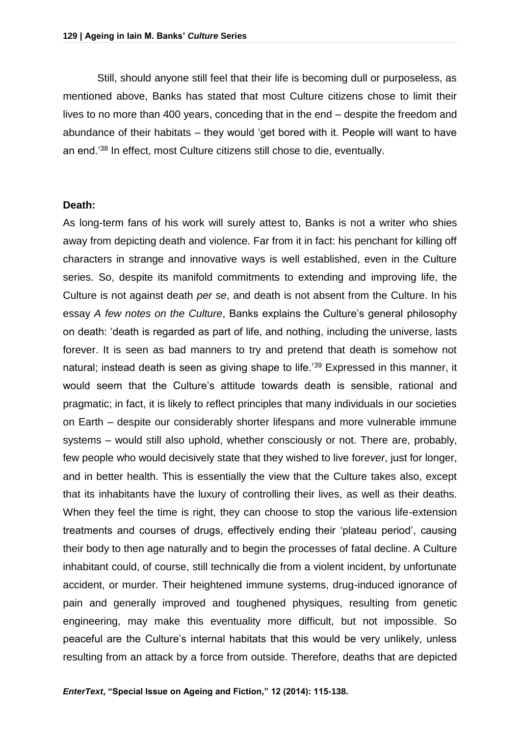Still, should anyone still feel that their life is becoming dull or purposeless, as mentioned above, Banks has stated that most Culture citizens chose to limit their lives to no more than 400 years, conceding that in the end – despite the freedom and abundance of their habitats – they would 'get bored with it. People will want to have an end.'[38] In effect, most Culture citizens still chose to die, eventually.

**Death:**

As long-term fans of his work will surely attest to, Banks is not a writer who shies away from depicting death and violence. Far from it in fact: his penchant for killing off characters in strange and innovative ways is well established, even in the Culture series. So, despite its manifold commitments to extending and improving life, the Culture is not against death *per se*, and death is not absent from the Culture. In his essay *A few notes on the Culture*, Banks explains the Culture's general philosophy on death: 'death is regarded as part of life, and nothing, including the universe, lasts forever. It is seen as bad manners to try and pretend that death is somehow not natural; instead death is seen as giving shape to life.'[39] Expressed in this manner, it would seem that the Culture's attitude towards death is sensible, rational and pragmatic; in fact, it is likely to reflect principles that many individuals in our societies on Earth – despite our considerably shorter lifespans and more vulnerable immune systems – would still also uphold, whether consciously or not. There are, probably, few people who would decisively state that they wished to live for*ever*, just for longer, and in better health. This is essentially the view that the Culture takes also, except that its inhabitants have the luxury of controlling their lives, as well as their deaths. When they feel the time is right, they can choose to stop the various life-extension treatments and courses of drugs, effectively ending their 'plateau period', causing their body to then age naturally and to begin the processes of fatal decline. A Culture inhabitant could, of course, still technically die from a violent incident, by unfortunate accident, or murder. Their heightened immune systems, drug-induced ignorance of pain and generally improved and toughened physiques, resulting from genetic engineering, may make this eventuality more difficult, but not impossible. So peaceful are the Culture's internal habitats that this would be very unlikely, unless resulting from an attack by a force from outside. Therefore, deaths that are depicted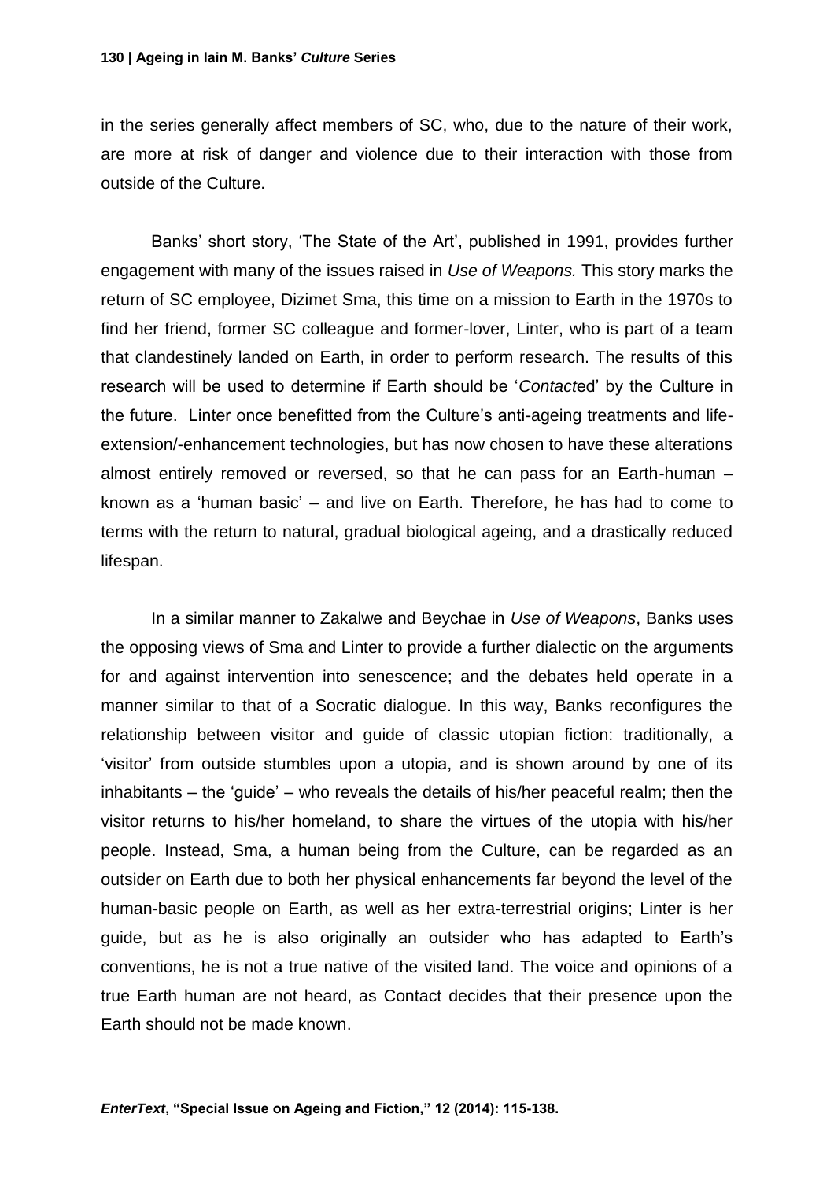in the series generally affect members of SC, who, due to the nature of their work, are more at risk of danger and violence due to their interaction with those from outside of the Culture.

Banks' short story, 'The State of the Art', published in 1991, provides further engagement with many of the issues raised in *Use of Weapons.* This story marks the return of SC employee, Dizimet Sma, this time on a mission to Earth in the 1970s to find her friend, former SC colleague and former-lover, Linter, who is part of a team that clandestinely landed on Earth, in order to perform research. The results of this research will be used to determine if Earth should be '*Contact*ed' by the Culture in the future. Linter once benefitted from the Culture's anti-ageing treatments and life-extension/-enhancement technologies, but has now chosen to have these alterations almost entirely removed or reversed, so that he can pass for an Earth-human – known as a 'human basic' – and live on Earth. Therefore, he has had to come to terms with the return to natural, gradual biological ageing, and a drastically reduced lifespan.

In a similar manner to Zakalwe and Beychae in *Use of Weapons*, Banks uses the opposing views of Sma and Linter to provide a further dialectic on the arguments for and against intervention into senescence; and the debates held operate in a manner similar to that of a Socratic dialogue. In this way, Banks reconfigures the relationship between visitor and guide of classic utopian fiction: traditionally, a 'visitor' from outside stumbles upon a utopia, and is shown around by one of its inhabitants – the 'guide' – who reveals the details of his/her peaceful realm; then the visitor returns to his/her homeland, to share the virtues of the utopia with his/her people. Instead, Sma, a human being from the Culture, can be regarded as an outsider on Earth due to both her physical enhancements far beyond the level of the human-basic people on Earth, as well as her extra-terrestrial origins; Linter is her guide, but as he is also originally an outsider who has adapted to Earth's conventions, he is not a true native of the visited land. The voice and opinions of a true Earth human are not heard, as Contact decides that their presence upon the Earth should not be made known.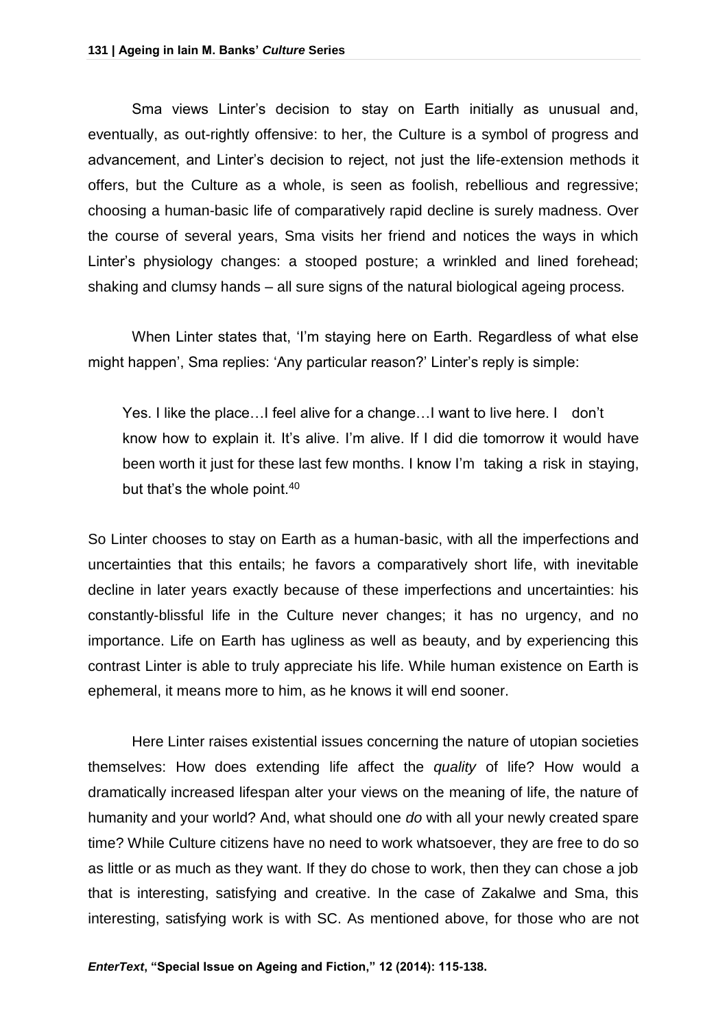Sma views Linter's decision to stay on Earth initially as unusual and, eventually, as out-rightly offensive: to her, the Culture is a symbol of progress and advancement, and Linter's decision to reject, not just the life-extension methods it offers, but the Culture as a whole, is seen as foolish, rebellious and regressive; choosing a human-basic life of comparatively rapid decline is surely madness. Over the course of several years, Sma visits her friend and notices the ways in which Linter's physiology changes: a stooped posture; a wrinkled and lined forehead; shaking and clumsy hands – all sure signs of the natural biological ageing process.

When Linter states that, 'I'm staying here on Earth. Regardless of what else might happen', Sma replies: 'Any particular reason?' Linter's reply is simple:

> Yes. I like the place…I feel alive for a change…I want to live here. I don't know how to explain it. It's alive. I'm alive. If I did die tomorrow it would have been worth it just for these last few months. I know I'm taking a risk in staying, but that's the whole point.[40]

So Linter chooses to stay on Earth as a human-basic, with all the imperfections and uncertainties that this entails; he favors a comparatively short life, with inevitable decline in later years exactly because of these imperfections and uncertainties: his constantly-blissful life in the Culture never changes; it has no urgency, and no importance. Life on Earth has ugliness as well as beauty, and by experiencing this contrast Linter is able to truly appreciate his life. While human existence on Earth is ephemeral, it means more to him, as he knows it will end sooner.

Here Linter raises existential issues concerning the nature of utopian societies themselves: How does extending life affect the *quality* of life? How would a dramatically increased lifespan alter your views on the meaning of life, the nature of humanity and your world? And, what should one *do* with all your newly created spare time? While Culture citizens have no need to work whatsoever, they are free to do so as little or as much as they want. If they do chose to work, then they can chose a job that is interesting, satisfying and creative. In the case of Zakalwe and Sma, this interesting, satisfying work is with SC. As mentioned above, for those who are not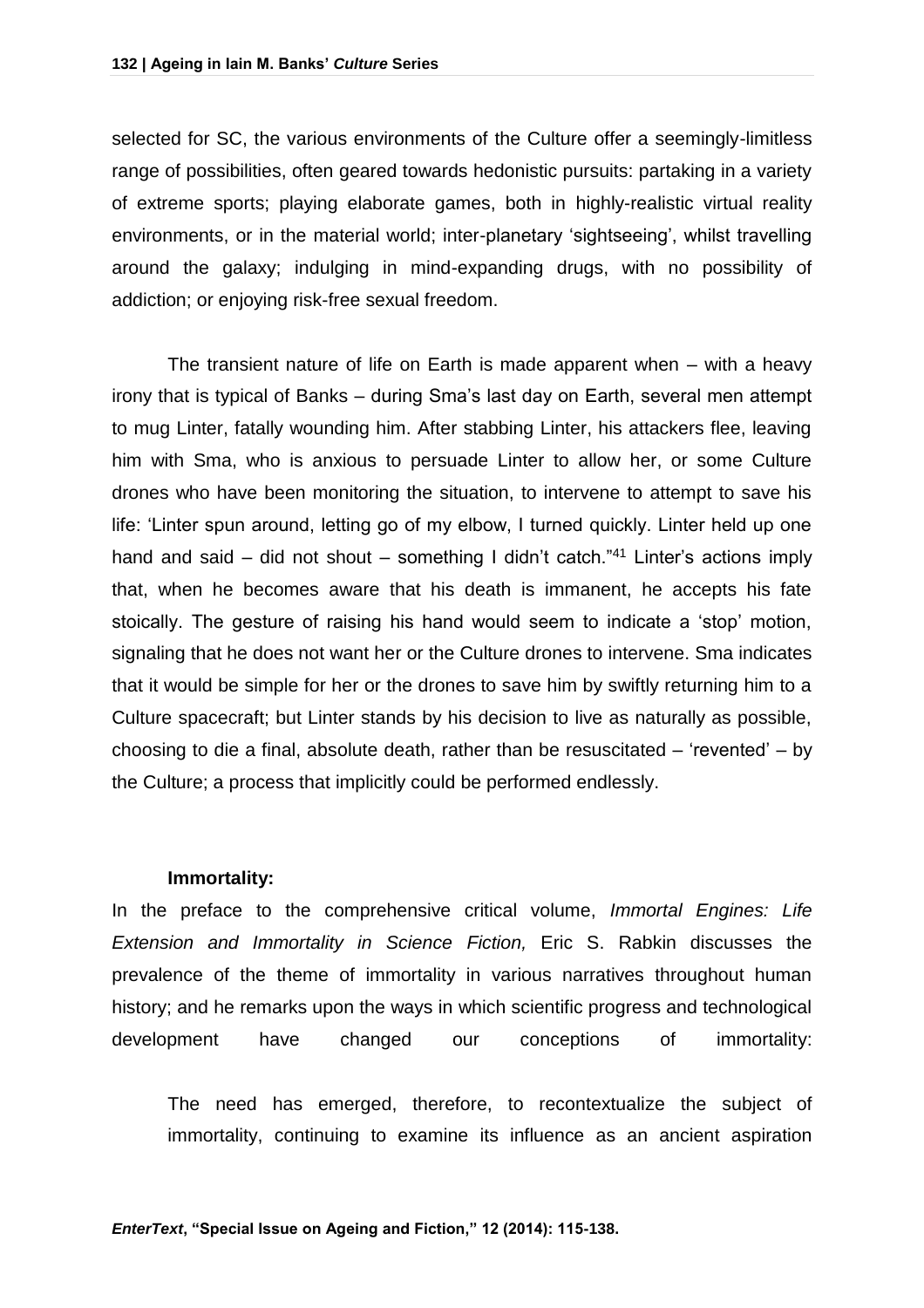selected for SC, the various environments of the Culture offer a seemingly-limitless range of possibilities, often geared towards hedonistic pursuits: partaking in a variety of extreme sports; playing elaborate games, both in highly-realistic virtual reality environments, or in the material world; inter-planetary 'sightseeing', whilst travelling around the galaxy; indulging in mind-expanding drugs, with no possibility of addiction; or enjoying risk-free sexual freedom.

The transient nature of life on Earth is made apparent when – with a heavy irony that is typical of Banks – during Sma's last day on Earth, several men attempt to mug Linter, fatally wounding him. After stabbing Linter, his attackers flee, leaving him with Sma, who is anxious to persuade Linter to allow her, or some Culture drones who have been monitoring the situation, to intervene to attempt to save his life: 'Linter spun around, letting go of my elbow, I turned quickly. Linter held up one hand and said – did not shout – something I didn't catch."[41] Linter's actions imply that, when he becomes aware that his death is immanent, he accepts his fate stoically. The gesture of raising his hand would seem to indicate a 'stop' motion, signaling that he does not want her or the Culture drones to intervene. Sma indicates that it would be simple for her or the drones to save him by swiftly returning him to a Culture spacecraft; but Linter stands by his decision to live as naturally as possible, choosing to die a final, absolute death, rather than be resuscitated – 'revented' – by the Culture; a process that implicitly could be performed endlessly.

**Immortality:**

In the preface to the comprehensive critical volume, *Immortal Engines: Life Extension and Immortality in Science Fiction,* Eric S. Rabkin discusses the prevalence of the theme of immortality in various narratives throughout human history; and he remarks upon the ways in which scientific progress and technological development have changed our conceptions of immortality:

> The need has emerged, therefore, to recontextualize the subject of immortality, continuing to examine its influence as an ancient aspiration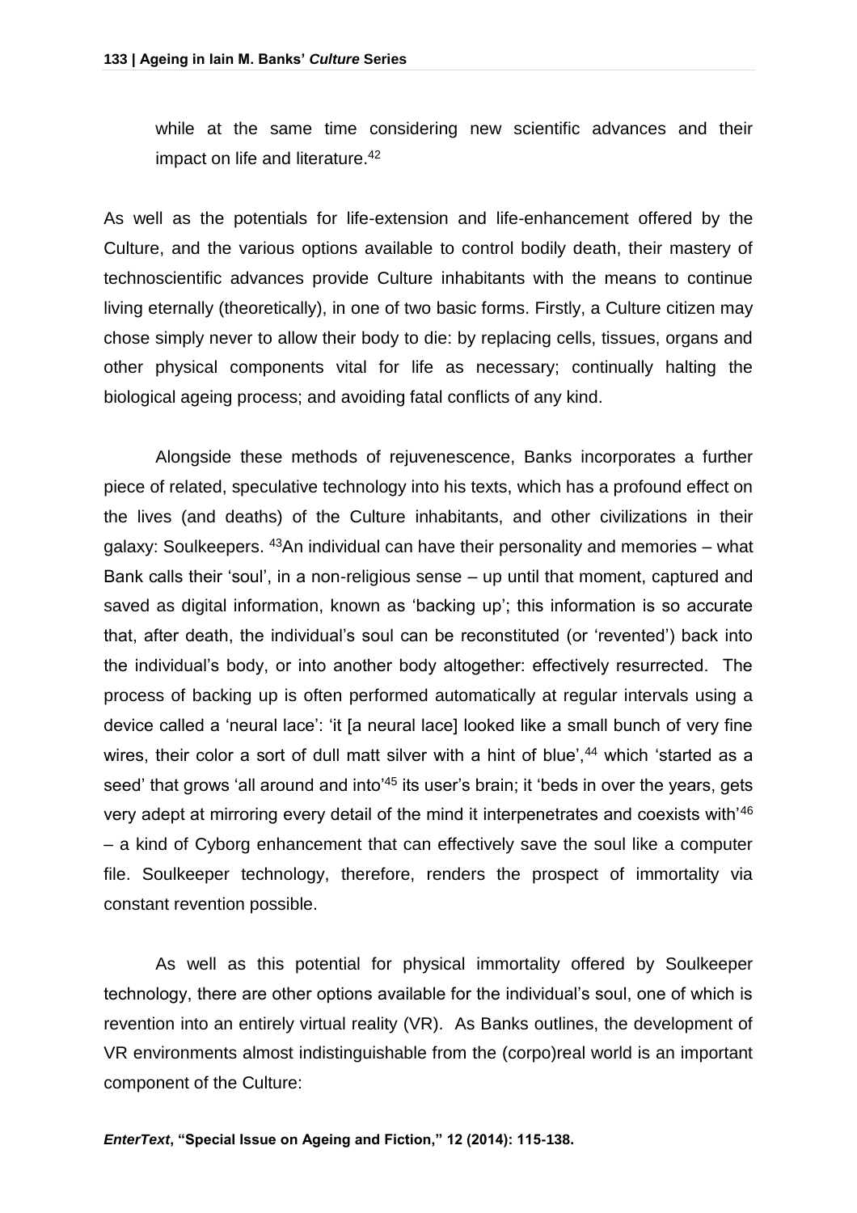while at the same time considering new scientific advances and their impact on life and literature.[42]

As well as the potentials for life-extension and life-enhancement offered by the Culture, and the various options available to control bodily death, their mastery of technoscientific advances provide Culture inhabitants with the means to continue living eternally (theoretically), in one of two basic forms. Firstly, a Culture citizen may chose simply never to allow their body to die: by replacing cells, tissues, organs and other physical components vital for life as necessary; continually halting the biological ageing process; and avoiding fatal conflicts of any kind.

Alongside these methods of rejuvenescence, Banks incorporates a further piece of related, speculative technology into his texts, which has a profound effect on the lives (and deaths) of the Culture inhabitants, and other civilizations in their galaxy: Soulkeepers. [43]An individual can have their personality and memories – what Bank calls their 'soul', in a non-religious sense – up until that moment, captured and saved as digital information, known as 'backing up'; this information is so accurate that, after death, the individual's soul can be reconstituted (or 'revented') back into the individual's body, or into another body altogether: effectively resurrected. The process of backing up is often performed automatically at regular intervals using a device called a 'neural lace': 'it [a neural lace] looked like a small bunch of very fine wires, their color a sort of dull matt silver with a hint of blue',[44] which 'started as a seed' that grows 'all around and into'[45] its user's brain; it 'beds in over the years, gets very adept at mirroring every detail of the mind it interpenetrates and coexists with'[46] – a kind of Cyborg enhancement that can effectively save the soul like a computer file. Soulkeeper technology, therefore, renders the prospect of immortality via constant revention possible.

As well as this potential for physical immortality offered by Soulkeeper technology, there are other options available for the individual's soul, one of which is revention into an entirely virtual reality (VR). As Banks outlines, the development of VR environments almost indistinguishable from the (corpo)real world is an important component of the Culture: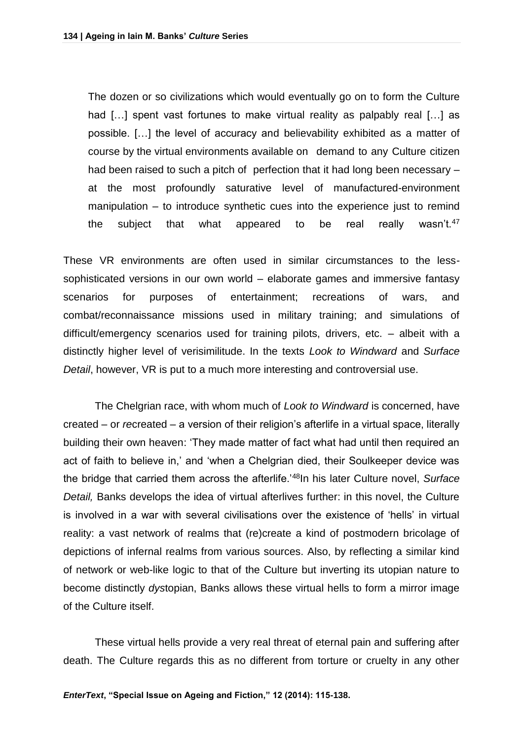> The dozen or so civilizations which would eventually go on to form the Culture had […] spent vast fortunes to make virtual reality as palpably real […] as possible. […] the level of accuracy and believability exhibited as a matter of course by the virtual environments available on demand to any Culture citizen had been raised to such a pitch of perfection that it had long been necessary – at the most profoundly saturative level of manufactured-environment manipulation – to introduce synthetic cues into the experience just to remind the subject that what appeared to be real really wasn't.[47]

These VR environments are often used in similar circumstances to the less-sophisticated versions in our own world – elaborate games and immersive fantasy scenarios for purposes of entertainment; recreations of wars, and combat/reconnaissance missions used in military training; and simulations of difficult/emergency scenarios used for training pilots, drivers, etc. – albeit with a distinctly higher level of verisimilitude. In the texts *Look to Windward* and *Surface Detail*, however, VR is put to a much more interesting and controversial use.

The Chelgrian race, with whom much of *Look to Windward* is concerned, have created – or *re*created – a version of their religion's afterlife in a virtual space, literally building their own heaven: 'They made matter of fact what had until then required an act of faith to believe in,' and 'when a Chelgrian died, their Soulkeeper device was the bridge that carried them across the afterlife.'[48] In his later Culture novel, *Surface Detail,* Banks develops the idea of virtual afterlives further: in this novel, the Culture is involved in a war with several civilisations over the existence of 'hells' in virtual reality: a vast network of realms that (re)create a kind of postmodern bricolage of depictions of infernal realms from various sources. Also, by reflecting a similar kind of network or web-like logic to that of the Culture but inverting its utopian nature to become distinctly *dys*topian, Banks allows these virtual hells to form a mirror image of the Culture itself.

These virtual hells provide a very real threat of eternal pain and suffering after death. The Culture regards this as no different from torture or cruelty in any other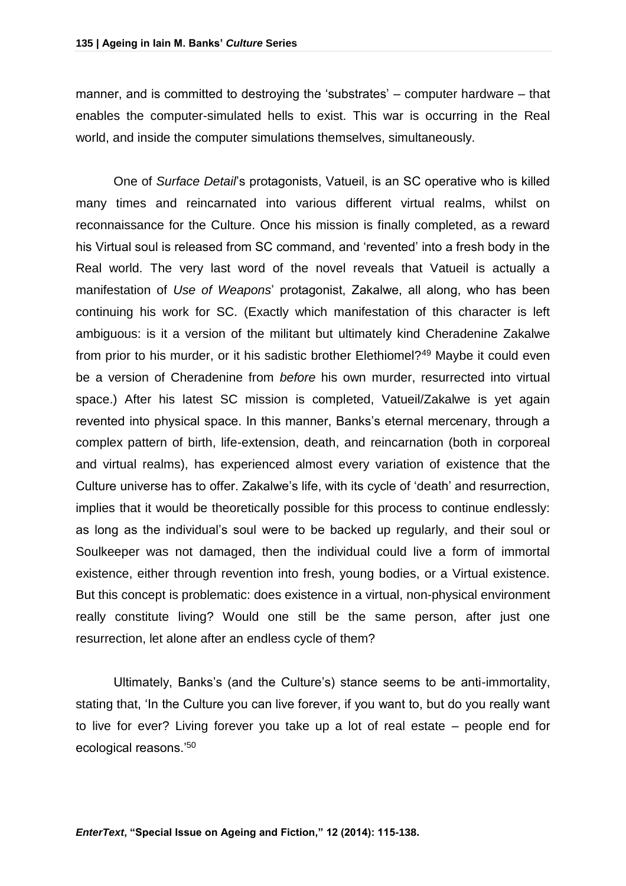manner, and is committed to destroying the 'substrates' – computer hardware – that enables the computer-simulated hells to exist. This war is occurring in the Real world, and inside the computer simulations themselves, simultaneously.

One of *Surface Detail*'s protagonists, Vatueil, is an SC operative who is killed many times and reincarnated into various different virtual realms, whilst on reconnaissance for the Culture. Once his mission is finally completed, as a reward his Virtual soul is released from SC command, and 'revented' into a fresh body in the Real world. The very last word of the novel reveals that Vatueil is actually a manifestation of *Use of Weapons*' protagonist, Zakalwe, all along, who has been continuing his work for SC. (Exactly which manifestation of this character is left ambiguous: is it a version of the militant but ultimately kind Cheradenine Zakalwe from prior to his murder, or it his sadistic brother Elethiomel?[49] Maybe it could even be a version of Cheradenine from *before* his own murder, resurrected into virtual space.) After his latest SC mission is completed, Vatueil/Zakalwe is yet again revented into physical space. In this manner, Banks's eternal mercenary, through a complex pattern of birth, life-extension, death, and reincarnation (both in corporeal and virtual realms), has experienced almost every variation of existence that the Culture universe has to offer. Zakalwe's life, with its cycle of 'death' and resurrection, implies that it would be theoretically possible for this process to continue endlessly: as long as the individual's soul were to be backed up regularly, and their soul or Soulkeeper was not damaged, then the individual could live a form of immortal existence, either through revention into fresh, young bodies, or a Virtual existence. But this concept is problematic: does existence in a virtual, non-physical environment really constitute living? Would one still be the same person, after just one resurrection, let alone after an endless cycle of them?

Ultimately, Banks's (and the Culture's) stance seems to be anti-immortality, stating that, 'In the Culture you can live forever, if you want to, but do you really want to live for ever? Living forever you take up a lot of real estate – people end for ecological reasons.'[50]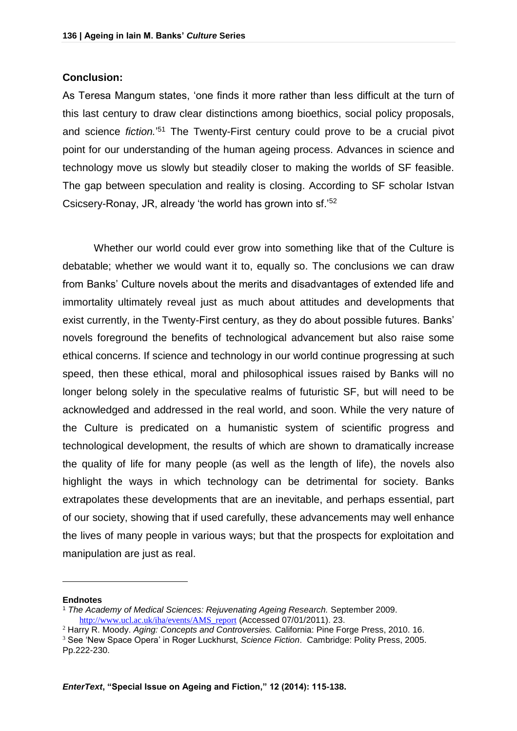### Conclusion:

As Teresa Mangum states, 'one finds it more rather than less difficult at the turn of this last century to draw clear distinctions among bioethics, social policy proposals, and science *fiction*.'[51] The Twenty-First century could prove to be a crucial pivot point for our understanding of the human ageing process. Advances in science and technology move us slowly but steadily closer to making the worlds of SF feasible. The gap between speculation and reality is closing. According to SF scholar Istvan Csicsery-Ronay, JR, already 'the world has grown into sf.'[52]

Whether our world could ever grow into something like that of the Culture is debatable; whether we would want it to, equally so. The conclusions we can draw from Banks' Culture novels about the merits and disadvantages of extended life and immortality ultimately reveal just as much about attitudes and developments that exist currently, in the Twenty-First century, as they do about possible futures. Banks' novels foreground the benefits of technological advancement but also raise some ethical concerns. If science and technology in our world continue progressing at such speed, then these ethical, moral and philosophical issues raised by Banks will no longer belong solely in the speculative realms of futuristic SF, but will need to be acknowledged and addressed in the real world, and soon. While the very nature of the Culture is predicated on a humanistic system of scientific progress and technological development, the results of which are shown to dramatically increase the quality of life for many people (as well as the length of life), the novels also highlight the ways in which technology can be detrimental for society. Banks extrapolates these developments that are an inevitable, and perhaps essential, part of our society, showing that if used carefully, these advancements may well enhance the lives of many people in various ways; but that the prospects for exploitation and manipulation are just as real.

---

**Endnotes**

[1] *The Academy of Medical Sciences: Rejuvenating Ageing Research.* September 2009. http://www.ucl.ac.uk/iha/events/AMS_report (Accessed 07/01/2011). 23.

[2] Harry R. Moody. *Aging: Concepts and Controversies.* California: Pine Forge Press, 2010. 16.

[3] See 'New Space Opera' in Roger Luckhurst, *Science Fiction*. Cambridge: Polity Press, 2005. Pp.222-230.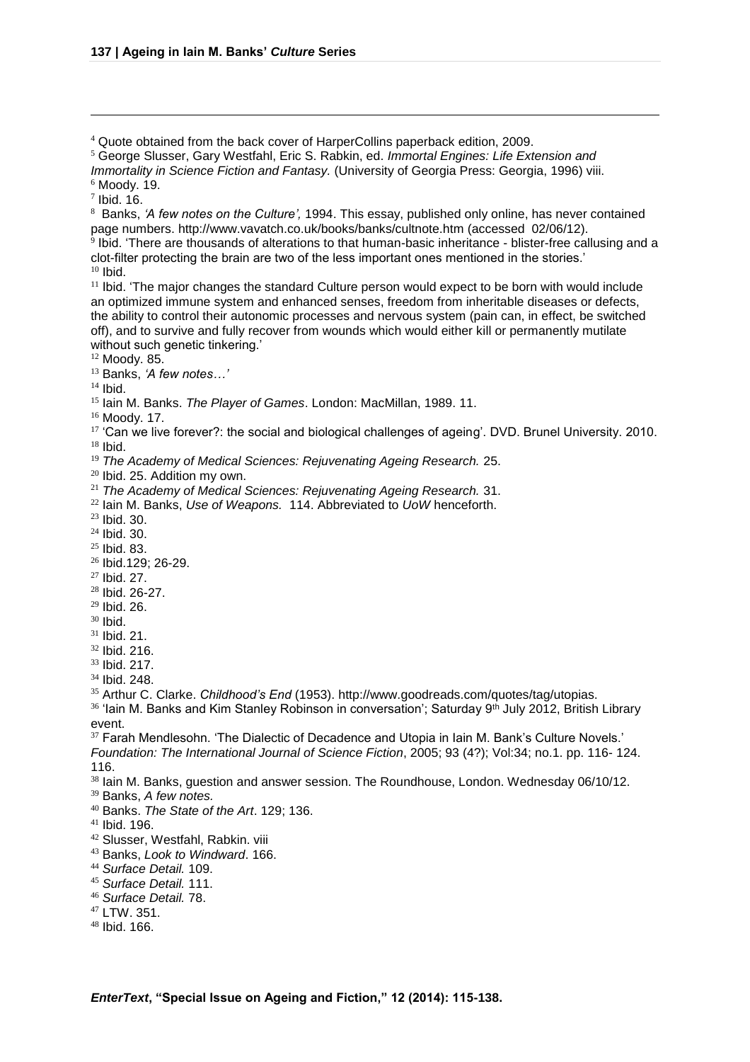[4] Quote obtained from the back cover of HarperCollins paperback edition, 2009.

[5] George Slusser, Gary Westfahl, Eric S. Rabkin, ed. *Immortal Engines: Life Extension and Immortality in Science Fiction and Fantasy.* (University of Georgia Press: Georgia, 1996) viii.

[6] Moody. 19.

[7] Ibid. 16.

[8] Banks, *'A few notes on the Culture',* 1994. This essay, published only online, has never contained page numbers. http://www.vavatch.co.uk/books/banks/cultnote.htm (accessed 02/06/12).

[9] Ibid. 'There are thousands of alterations to that human-basic inheritance - blister-free callusing and a clot-filter protecting the brain are two of the less important ones mentioned in the stories.'

[10] Ibid.

[11] Ibid. 'The major changes the standard Culture person would expect to be born with would include an optimized immune system and enhanced senses, freedom from inheritable diseases or defects, the ability to control their autonomic processes and nervous system (pain can, in effect, be switched off), and to survive and fully recover from wounds which would either kill or permanently mutilate without such genetic tinkering.'

[12] Moody. 85.

[13] Banks, *'A few notes…'*

[14] Ibid.

[15] Iain M. Banks. *The Player of Games*. London: MacMillan, 1989. 11.

[16] Moody. 17.

[17] 'Can we live forever?: the social and biological challenges of ageing'. DVD. Brunel University. 2010.

[18] Ibid.

[19] *The Academy of Medical Sciences: Rejuvenating Ageing Research.* 25.

[20] Ibid. 25. Addition my own.

[21] *The Academy of Medical Sciences: Rejuvenating Ageing Research.* 31.

[22] Iain M. Banks, *Use of Weapons.* 114. Abbreviated to *UoW* henceforth.

[23] Ibid. 30.

[24] Ibid. 30.

[25] Ibid. 83.

[26] Ibid.129; 26-29.

[27] Ibid. 27.

[28] Ibid. 26-27.

[29] Ibid. 26.

[30] Ibid.

[31] Ibid. 21.

[32] Ibid. 216.

[33] Ibid. 217.

[34] Ibid. 248.

[35] Arthur C. Clarke. *Childhood's End* (1953). http://www.goodreads.com/quotes/tag/utopias.

[36] 'Iain M. Banks and Kim Stanley Robinson in conversation'; Saturday 9th July 2012, British Library event.

[37] Farah Mendlesohn. 'The Dialectic of Decadence and Utopia in Iain M. Bank's Culture Novels.' *Foundation: The International Journal of Science Fiction*, 2005; 93 (4?); Vol:34; no.1. pp. 116- 124. 116.

[38] Iain M. Banks, guestion and answer session. The Roundhouse, London. Wednesday 06/10/12.

[39] Banks, *A few notes.*

[40] Banks. *The State of the Art*. 129; 136.

[41] Ibid. 196.

[42] Slusser, Westfahl, Rabkin. viii

[43] Banks, *Look to Windward*. 166.

[44] *Surface Detail.* 109.

[45] *Surface Detail.* 111.

[46] *Surface Detail.* 78.

[47] LTW. 351.

[48] Ibid. 166.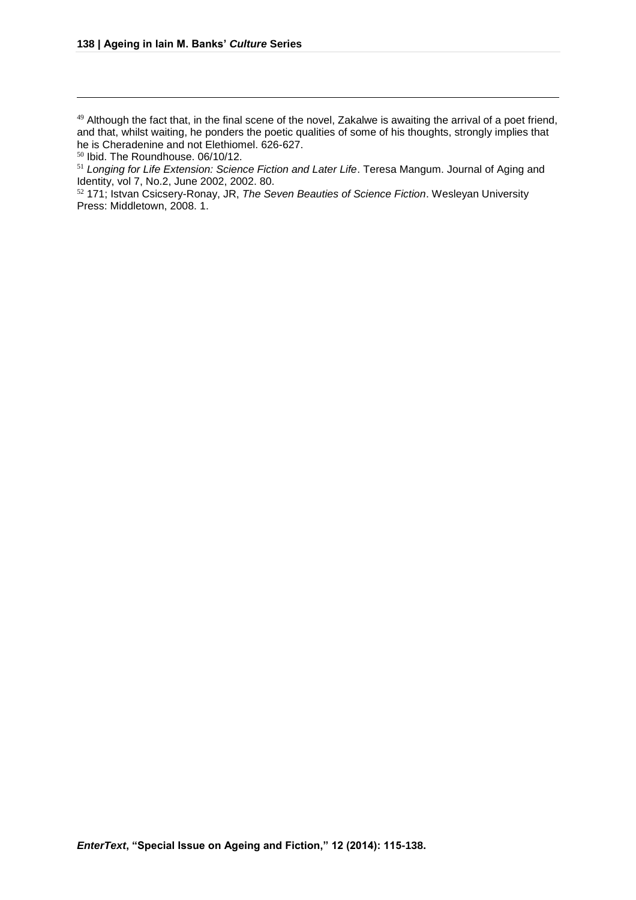[49] Although the fact that, in the final scene of the novel, Zakalwe is awaiting the arrival of a poet friend, and that, whilst waiting, he ponders the poetic qualities of some of his thoughts, strongly implies that he is Cheradenine and not Elethiomel. 626-627.

[50] Ibid. The Roundhouse. 06/10/12.

[51] *Longing for Life Extension: Science Fiction and Later Life*. Teresa Mangum. Journal of Aging and Identity, vol 7, No.2, June 2002, 2002. 80.

[52] 171; Istvan Csicsery-Ronay, JR, *The Seven Beauties of Science Fiction*. Wesleyan University Press: Middletown, 2008. 1.